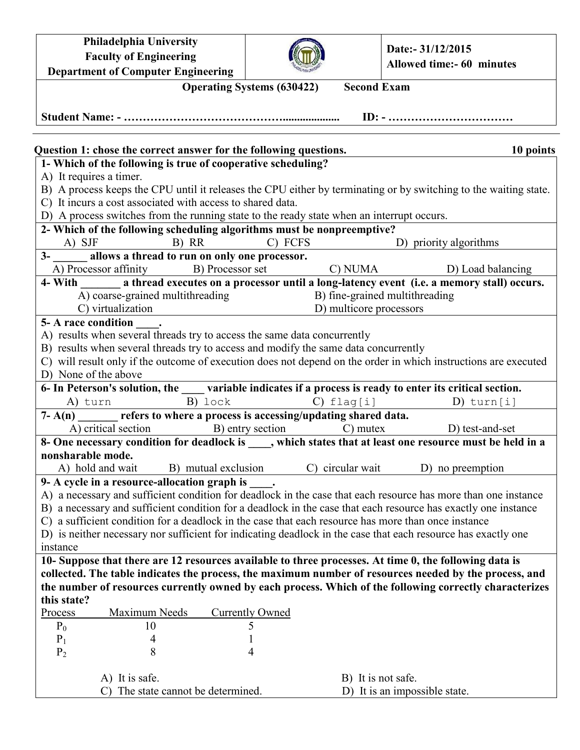| Philadelphia University<br>Faculty of Engineering<br>Department of Computer Engineering | | Date:- 31/12/2015<br>Allowed time:- 60 minutes |
|---|---|---|

**Operating Systems (630422)        Second Exam**

**Student Name: - ………………………………….................... ID: - ……………………………**

**Question 1: chose the correct answer for the following questions. 10 points**

**1- Which of the following is true of cooperative scheduling?**

A) It requires a timer.
B) A process keeps the CPU until it releases the CPU either by terminating or by switching to the waiting state.
C) It incurs a cost associated with access to shared data.
D) A process switches from the running state to the ready state when an interrupt occurs.

**2- Which of the following scheduling algorithms must be nonpreemptive?**

A) SJF B) RR C) FCFS D) priority algorithms

**3- ______ allows a thread to run on only one processor.**

A) Processor affinity B) Processor set C) NUMA D) Load balancing

**4- With _______ a thread executes on a processor until a long-latency event (i.e. a memory stall) occurs.**

A) coarse-grained multithreading B) fine-grained multithreading
C) virtualization D) multicore processors

**5- A race condition ____.**

A) results when several threads try to access the same data concurrently
B) results when several threads try to access and modify the same data concurrently
C) will result only if the outcome of execution does not depend on the order in which instructions are executed
D) None of the above

**6- In Peterson's solution, the ____ variable indicates if a process is ready to enter its critical section.**

A) `turn` B) `lock` C) `flag[i]` D) `turn[i]`

**7- A(n) _______ refers to where a process is accessing/updating shared data.**

A) critical section B) entry section C) mutex D) test-and-set

**8- One necessary condition for deadlock is ____, which states that at least one resource must be held in a nonsharable mode.**

A) hold and wait B) mutual exclusion C) circular wait D) no preemption

**9- A cycle in a resource-allocation graph is ____.**

A) a necessary and sufficient condition for deadlock in the case that each resource has more than one instance
B) a necessary and sufficient condition for a deadlock in the case that each resource has exactly one instance
C) a sufficient condition for a deadlock in the case that each resource has more than once instance
D) is neither necessary nor sufficient for indicating deadlock in the case that each resource has exactly one instance

**10- Suppose that there are 12 resources available to three processes. At time 0, the following data is collected. The table indicates the process, the maximum number of resources needed by the process, and the number of resources currently owned by each process. Which of the following correctly characterizes this state?**

| Process | Maximum Needs | Currently Owned |
|---|---|---|
| $P_0$ | 10 | 5 |
| $P_1$ | 4 | 1 |
| $P_2$ | 8 | 4 |

A) It is safe. B) It is not safe.
C) The state cannot be determined. D) It is an impossible state.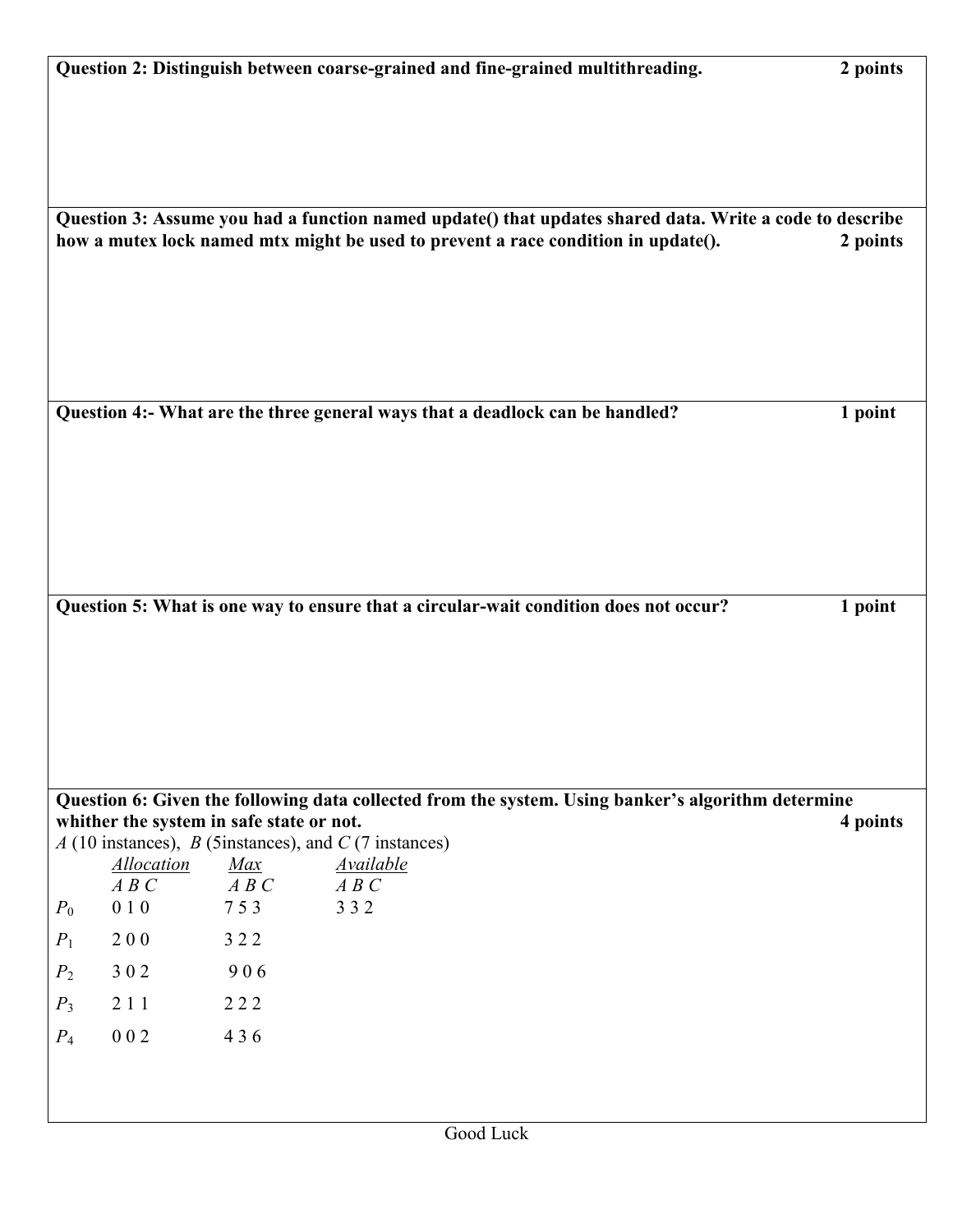**Question 2: Distinguish between coarse-grained and fine-grained multithreading.** **2 points**

**Question 3: Assume you had a function named update() that updates shared data. Write a code to describe how a mutex lock named mtx might be used to prevent a race condition in update().** **2 points**

**Question 4:- What are the three general ways that a deadlock can be handled?** **1 point**

**Question 5: What is one way to ensure that a circular-wait condition does not occur?** **1 point**

**Question 6: Given the following data collected from the system. Using banker's algorithm determine whither the system in safe state or not.** **4 points**

*A* (10 instances), *B* (5instances), and *C* (7 instances)

| | *Allocation* | *Max* | *Available* |
|---|---|---|---|
| | *A B C* | *A B C* | *A B C* |
| $P_0$ | 0 1 0 | 7 5 3 | 3 3 2 |
| $P_1$ | 2 0 0 | 3 2 2 | |
| $P_2$ | 3 0 2 | 9 0 6 | |
| $P_3$ | 2 1 1 | 2 2 2 | |
| $P_4$ | 0 0 2 | 4 3 6 | |

Good Luck